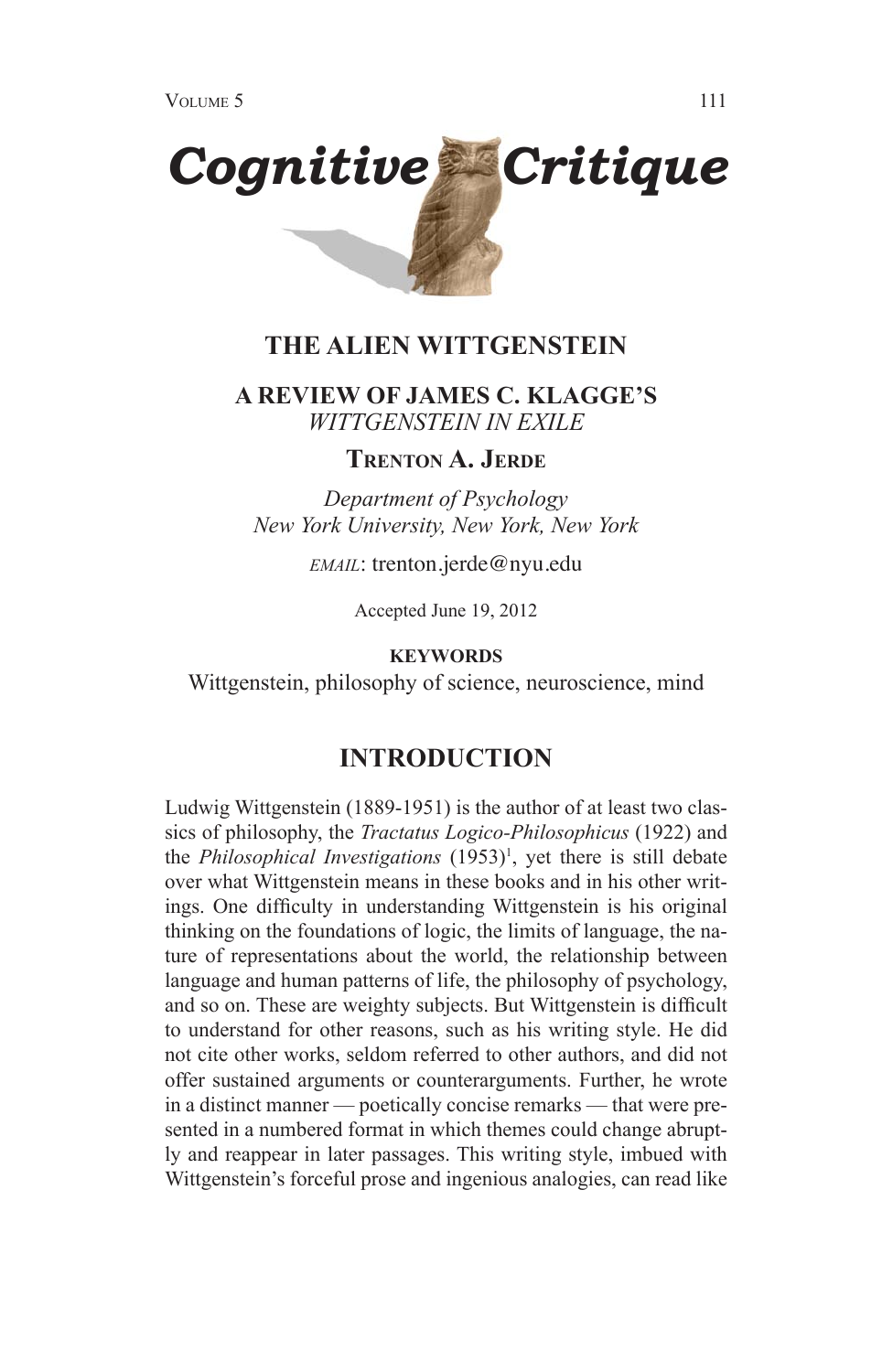# Cognitive Critique

## THE ALIEN WITTGENSTEIN

### A REVIEW OF JAMES C. KLAGGE'S *WITTGENSTEIN IN EXILE*

**Trenton A. Jerde**

*Department of Psychology*
*New York University, New York, New York*

*EMAIL*: trenton.jerde@nyu.edu

Accepted June 19, 2012

**KEYWORDS**

Wittgenstein, philosophy of science, neuroscience, mind

## INTRODUCTION

Ludwig Wittgenstein (1889-1951) is the author of at least two classics of philosophy, the *Tractatus Logico-Philosophicus* (1922) and the *Philosophical Investigations* (1953)[1], yet there is still debate over what Wittgenstein means in these books and in his other writings. One difficulty in understanding Wittgenstein is his original thinking on the foundations of logic, the limits of language, the nature of representations about the world, the relationship between language and human patterns of life, the philosophy of psychology, and so on. These are weighty subjects. But Wittgenstein is difficult to understand for other reasons, such as his writing style. He did not cite other works, seldom referred to other authors, and did not offer sustained arguments or counterarguments. Further, he wrote in a distinct manner — poetically concise remarks — that were presented in a numbered format in which themes could change abruptly and reappear in later passages. This writing style, imbued with Wittgenstein's forceful prose and ingenious analogies, can read like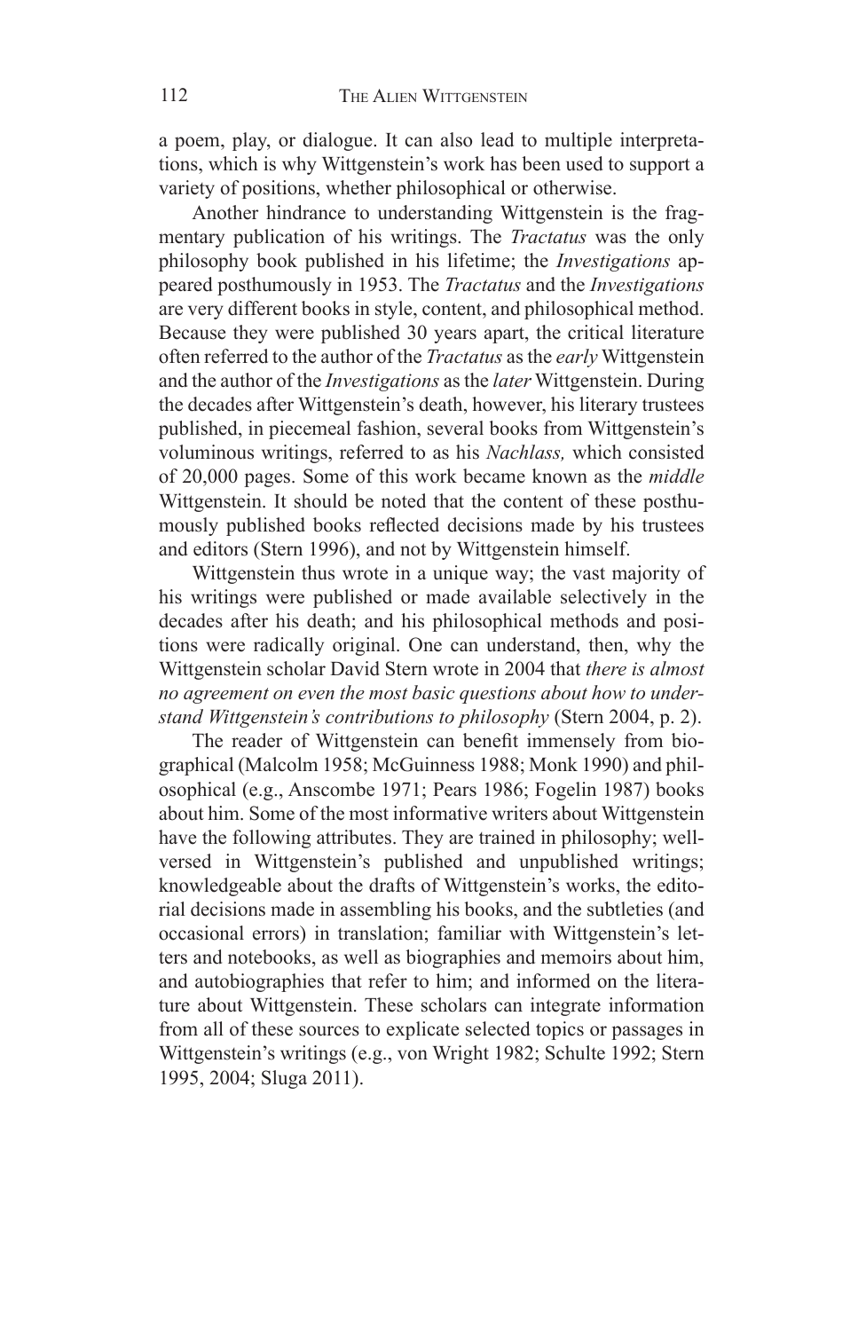a poem, play, or dialogue. It can also lead to multiple interpretations, which is why Wittgenstein's work has been used to support a variety of positions, whether philosophical or otherwise.

Another hindrance to understanding Wittgenstein is the fragmentary publication of his writings. The *Tractatus* was the only philosophy book published in his lifetime; the *Investigations* appeared posthumously in 1953. The *Tractatus* and the *Investigations* are very different books in style, content, and philosophical method. Because they were published 30 years apart, the critical literature often referred to the author of the *Tractatus* as the *early* Wittgenstein and the author of the *Investigations* as the *later* Wittgenstein. During the decades after Wittgenstein's death, however, his literary trustees published, in piecemeal fashion, several books from Wittgenstein's voluminous writings, referred to as his *Nachlass,* which consisted of 20,000 pages. Some of this work became known as the *middle* Wittgenstein. It should be noted that the content of these posthumously published books reflected decisions made by his trustees and editors (Stern 1996), and not by Wittgenstein himself.

Wittgenstein thus wrote in a unique way; the vast majority of his writings were published or made available selectively in the decades after his death; and his philosophical methods and positions were radically original. One can understand, then, why the Wittgenstein scholar David Stern wrote in 2004 that *there is almost no agreement on even the most basic questions about how to understand Wittgenstein's contributions to philosophy* (Stern 2004, p. 2).

The reader of Wittgenstein can benefit immensely from biographical (Malcolm 1958; McGuinness 1988; Monk 1990) and philosophical (e.g., Anscombe 1971; Pears 1986; Fogelin 1987) books about him. Some of the most informative writers about Wittgenstein have the following attributes. They are trained in philosophy; well-versed in Wittgenstein's published and unpublished writings; knowledgeable about the drafts of Wittgenstein's works, the editorial decisions made in assembling his books, and the subtleties (and occasional errors) in translation; familiar with Wittgenstein's letters and notebooks, as well as biographies and memoirs about him, and autobiographies that refer to him; and informed on the literature about Wittgenstein. These scholars can integrate information from all of these sources to explicate selected topics or passages in Wittgenstein's writings (e.g., von Wright 1982; Schulte 1992; Stern 1995, 2004; Sluga 2011).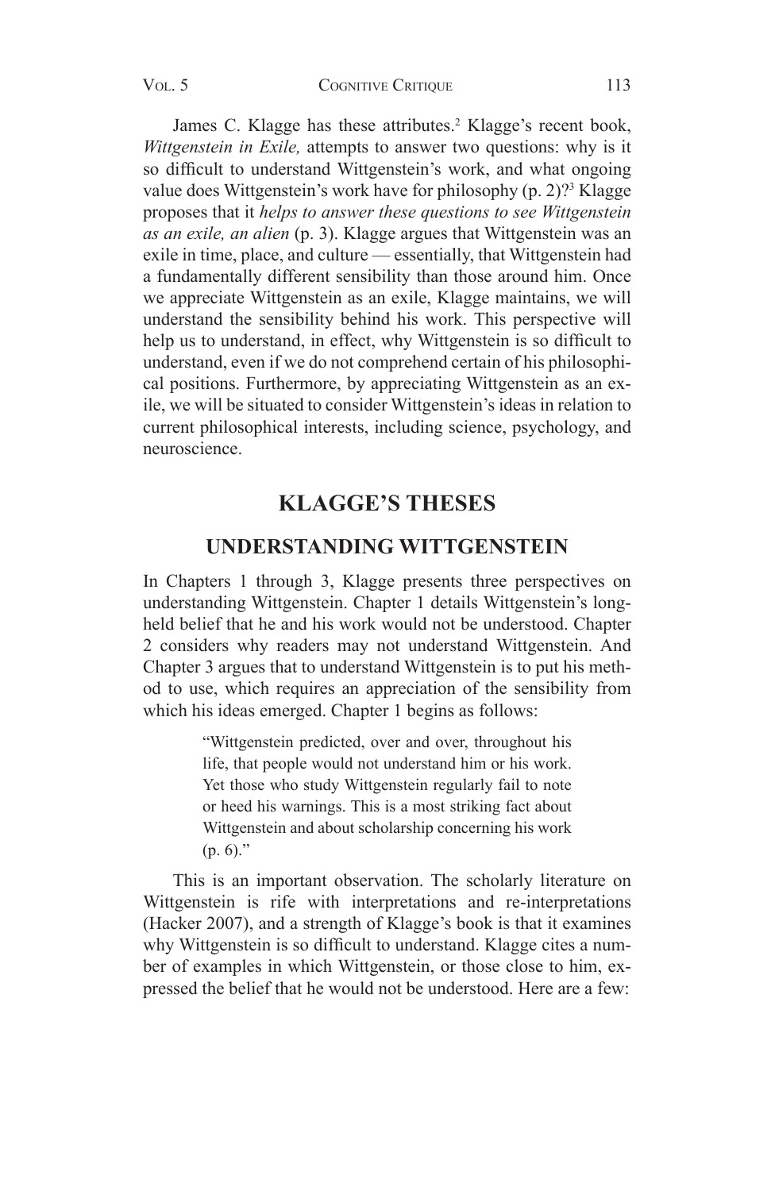James C. Klagge has these attributes.[2] Klagge's recent book, *Wittgenstein in Exile,* attempts to answer two questions: why is it so difficult to understand Wittgenstein's work, and what ongoing value does Wittgenstein's work have for philosophy (p. 2)?[3] Klagge proposes that it *helps to answer these questions to see Wittgenstein as an exile, an alien* (p. 3). Klagge argues that Wittgenstein was an exile in time, place, and culture — essentially, that Wittgenstein had a fundamentally different sensibility than those around him. Once we appreciate Wittgenstein as an exile, Klagge maintains, we will understand the sensibility behind his work. This perspective will help us to understand, in effect, why Wittgenstein is so difficult to understand, even if we do not comprehend certain of his philosophical positions. Furthermore, by appreciating Wittgenstein as an exile, we will be situated to consider Wittgenstein's ideas in relation to current philosophical interests, including science, psychology, and neuroscience.

## KLAGGE'S THESES

### UNDERSTANDING WITTGENSTEIN

In Chapters 1 through 3, Klagge presents three perspectives on understanding Wittgenstein. Chapter 1 details Wittgenstein's long-held belief that he and his work would not be understood. Chapter 2 considers why readers may not understand Wittgenstein. And Chapter 3 argues that to understand Wittgenstein is to put his method to use, which requires an appreciation of the sensibility from which his ideas emerged. Chapter 1 begins as follows:

> "Wittgenstein predicted, over and over, throughout his life, that people would not understand him or his work. Yet those who study Wittgenstein regularly fail to note or heed his warnings. This is a most striking fact about Wittgenstein and about scholarship concerning his work (p. 6)."

This is an important observation. The scholarly literature on Wittgenstein is rife with interpretations and re-interpretations (Hacker 2007), and a strength of Klagge's book is that it examines why Wittgenstein is so difficult to understand. Klagge cites a number of examples in which Wittgenstein, or those close to him, expressed the belief that he would not be understood. Here are a few: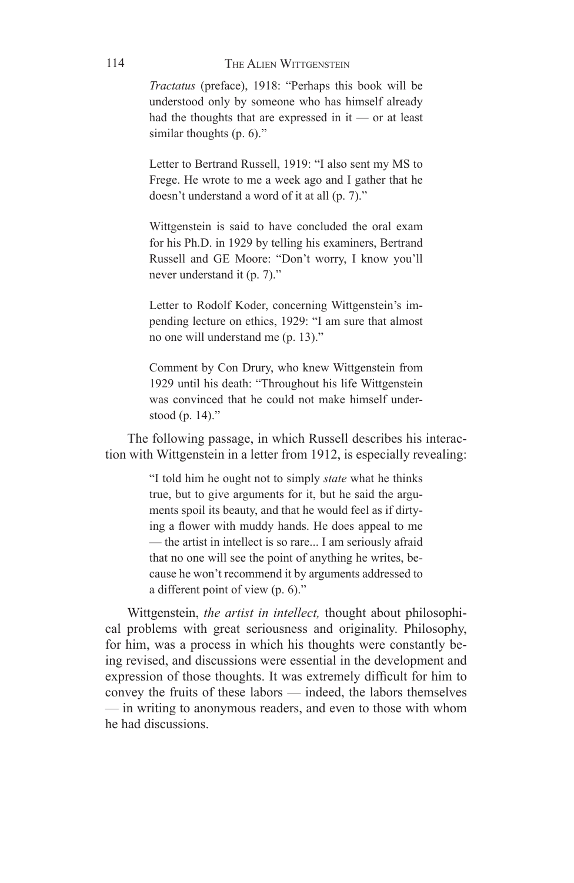> *Tractatus* (preface), 1918: "Perhaps this book will be understood only by someone who has himself already had the thoughts that are expressed in it — or at least similar thoughts (p. 6)."
>
> Letter to Bertrand Russell, 1919: "I also sent my MS to Frege. He wrote to me a week ago and I gather that he doesn't understand a word of it at all (p. 7)."
>
> Wittgenstein is said to have concluded the oral exam for his Ph.D. in 1929 by telling his examiners, Bertrand Russell and GE Moore: "Don't worry, I know you'll never understand it (p. 7)."
>
> Letter to Rodolf Koder, concerning Wittgenstein's impending lecture on ethics, 1929: "I am sure that almost no one will understand me (p. 13)."
>
> Comment by Con Drury, who knew Wittgenstein from 1929 until his death: "Throughout his life Wittgenstein was convinced that he could not make himself understood (p. 14)."

The following passage, in which Russell describes his interaction with Wittgenstein in a letter from 1912, is especially revealing:

> "I told him he ought not to simply *state* what he thinks true, but to give arguments for it, but he said the arguments spoil its beauty, and that he would feel as if dirtying a flower with muddy hands. He does appeal to me — the artist in intellect is so rare... I am seriously afraid that no one will see the point of anything he writes, because he won't recommend it by arguments addressed to a different point of view (p. 6)."

Wittgenstein, *the artist in intellect,* thought about philosophical problems with great seriousness and originality. Philosophy, for him, was a process in which his thoughts were constantly being revised, and discussions were essential in the development and expression of those thoughts. It was extremely difficult for him to convey the fruits of these labors — indeed, the labors themselves — in writing to anonymous readers, and even to those with whom he had discussions.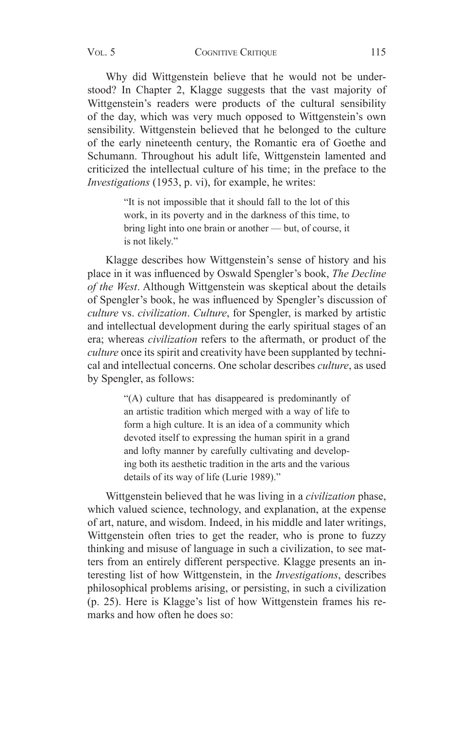Why did Wittgenstein believe that he would not be understood? In Chapter 2, Klagge suggests that the vast majority of Wittgenstein's readers were products of the cultural sensibility of the day, which was very much opposed to Wittgenstein's own sensibility. Wittgenstein believed that he belonged to the culture of the early nineteenth century, the Romantic era of Goethe and Schumann. Throughout his adult life, Wittgenstein lamented and criticized the intellectual culture of his time; in the preface to the *Investigations* (1953, p. vi), for example, he writes:

> "It is not impossible that it should fall to the lot of this work, in its poverty and in the darkness of this time, to bring light into one brain or another — but, of course, it is not likely."

Klagge describes how Wittgenstein's sense of history and his place in it was influenced by Oswald Spengler's book, *The Decline of the West*. Although Wittgenstein was skeptical about the details of Spengler's book, he was influenced by Spengler's discussion of *culture* vs. *civilization*. *Culture*, for Spengler, is marked by artistic and intellectual development during the early spiritual stages of an era; whereas *civilization* refers to the aftermath, or product of the *culture* once its spirit and creativity have been supplanted by technical and intellectual concerns. One scholar describes *culture*, as used by Spengler, as follows:

> "(A) culture that has disappeared is predominantly of an artistic tradition which merged with a way of life to form a high culture. It is an idea of a community which devoted itself to expressing the human spirit in a grand and lofty manner by carefully cultivating and developing both its aesthetic tradition in the arts and the various details of its way of life (Lurie 1989)."

Wittgenstein believed that he was living in a *civilization* phase, which valued science, technology, and explanation, at the expense of art, nature, and wisdom. Indeed, in his middle and later writings, Wittgenstein often tries to get the reader, who is prone to fuzzy thinking and misuse of language in such a civilization, to see matters from an entirely different perspective. Klagge presents an interesting list of how Wittgenstein, in the *Investigations*, describes philosophical problems arising, or persisting, in such a civilization (p. 25). Here is Klagge's list of how Wittgenstein frames his remarks and how often he does so: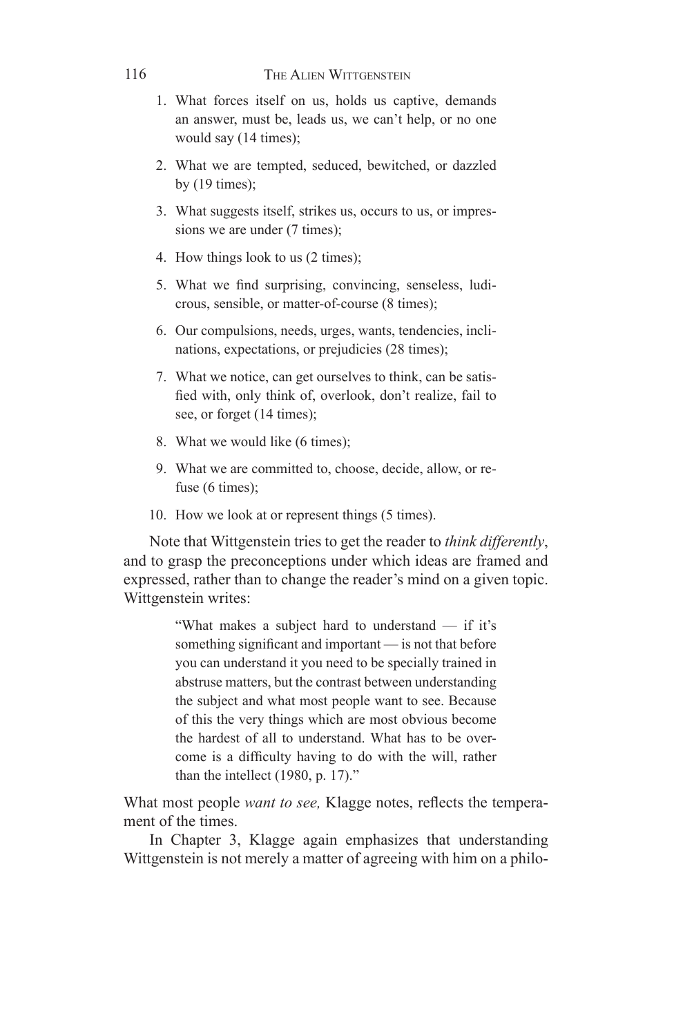1. What forces itself on us, holds us captive, demands an answer, must be, leads us, we can't help, or no one would say (14 times);
2. What we are tempted, seduced, bewitched, or dazzled by (19 times);
3. What suggests itself, strikes us, occurs to us, or impressions we are under (7 times);
4. How things look to us (2 times);
5. What we find surprising, convincing, senseless, ludicrous, sensible, or matter-of-course (8 times);
6. Our compulsions, needs, urges, wants, tendencies, inclinations, expectations, or prejudicies (28 times);
7. What we notice, can get ourselves to think, can be satisfied with, only think of, overlook, don't realize, fail to see, or forget (14 times);
8. What we would like (6 times);
9. What we are committed to, choose, decide, allow, or refuse (6 times);
10. How we look at or represent things (5 times).

Note that Wittgenstein tries to get the reader to *think differently*, and to grasp the preconceptions under which ideas are framed and expressed, rather than to change the reader's mind on a given topic. Wittgenstein writes:

> "What makes a subject hard to understand — if it's something significant and important — is not that before you can understand it you need to be specially trained in abstruse matters, but the contrast between understanding the subject and what most people want to see. Because of this the very things which are most obvious become the hardest of all to understand. What has to be overcome is a difficulty having to do with the will, rather than the intellect (1980, p. 17)."

What most people *want to see,* Klagge notes, reflects the temperament of the times.

In Chapter 3, Klagge again emphasizes that understanding Wittgenstein is not merely a matter of agreeing with him on a philo-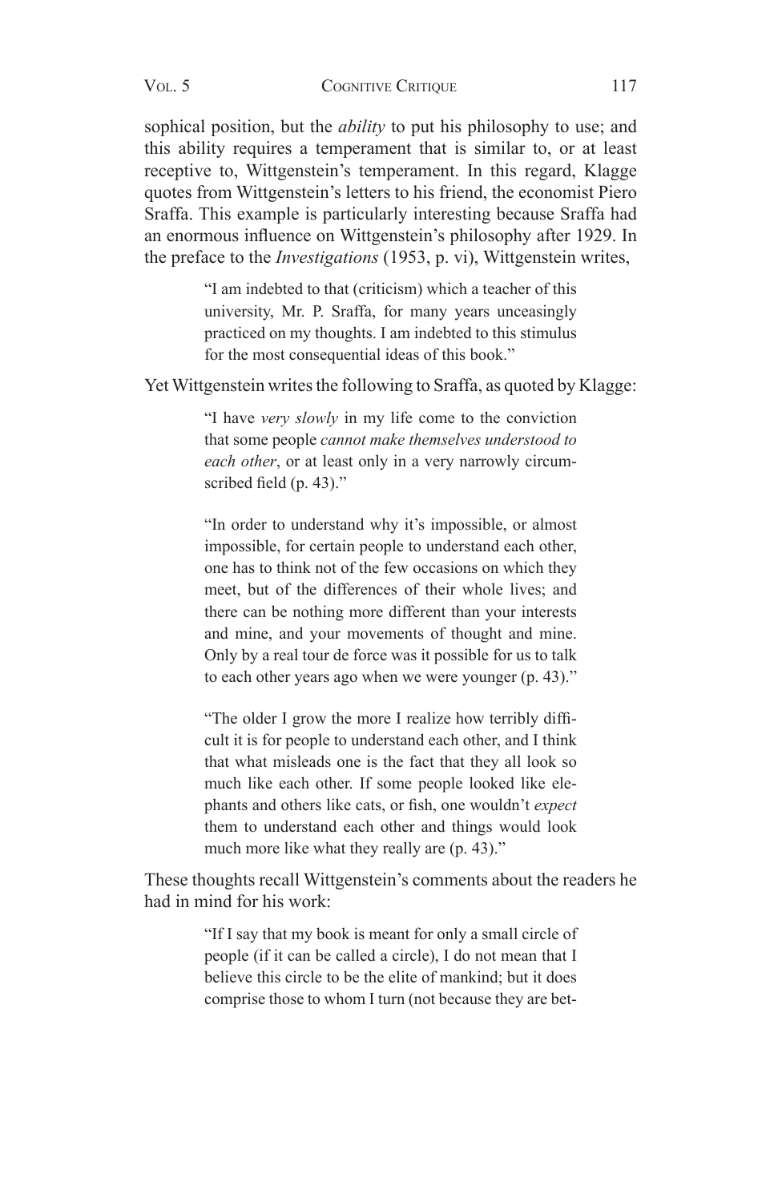sophical position, but the *ability* to put his philosophy to use; and this ability requires a temperament that is similar to, or at least receptive to, Wittgenstein's temperament. In this regard, Klagge quotes from Wittgenstein's letters to his friend, the economist Piero Sraffa. This example is particularly interesting because Sraffa had an enormous influence on Wittgenstein's philosophy after 1929. In the preface to the *Investigations* (1953, p. vi), Wittgenstein writes,

> "I am indebted to that (criticism) which a teacher of this university, Mr. P. Sraffa, for many years unceasingly practiced on my thoughts. I am indebted to this stimulus for the most consequential ideas of this book."

Yet Wittgenstein writes the following to Sraffa, as quoted by Klagge:

> "I have *very slowly* in my life come to the conviction that some people *cannot make themselves understood to each other*, or at least only in a very narrowly circumscribed field (p. 43)."
>
> "In order to understand why it's impossible, or almost impossible, for certain people to understand each other, one has to think not of the few occasions on which they meet, but of the differences of their whole lives; and there can be nothing more different than your interests and mine, and your movements of thought and mine. Only by a real tour de force was it possible for us to talk to each other years ago when we were younger (p. 43)."
>
> "The older I grow the more I realize how terribly difficult it is for people to understand each other, and I think that what misleads one is the fact that they all look so much like each other. If some people looked like elephants and others like cats, or fish, one wouldn't *expect* them to understand each other and things would look much more like what they really are (p. 43)."

These thoughts recall Wittgenstein's comments about the readers he had in mind for his work:

> "If I say that my book is meant for only a small circle of people (if it can be called a circle), I do not mean that I believe this circle to be the elite of mankind; but it does comprise those to whom I turn (not because they are bet-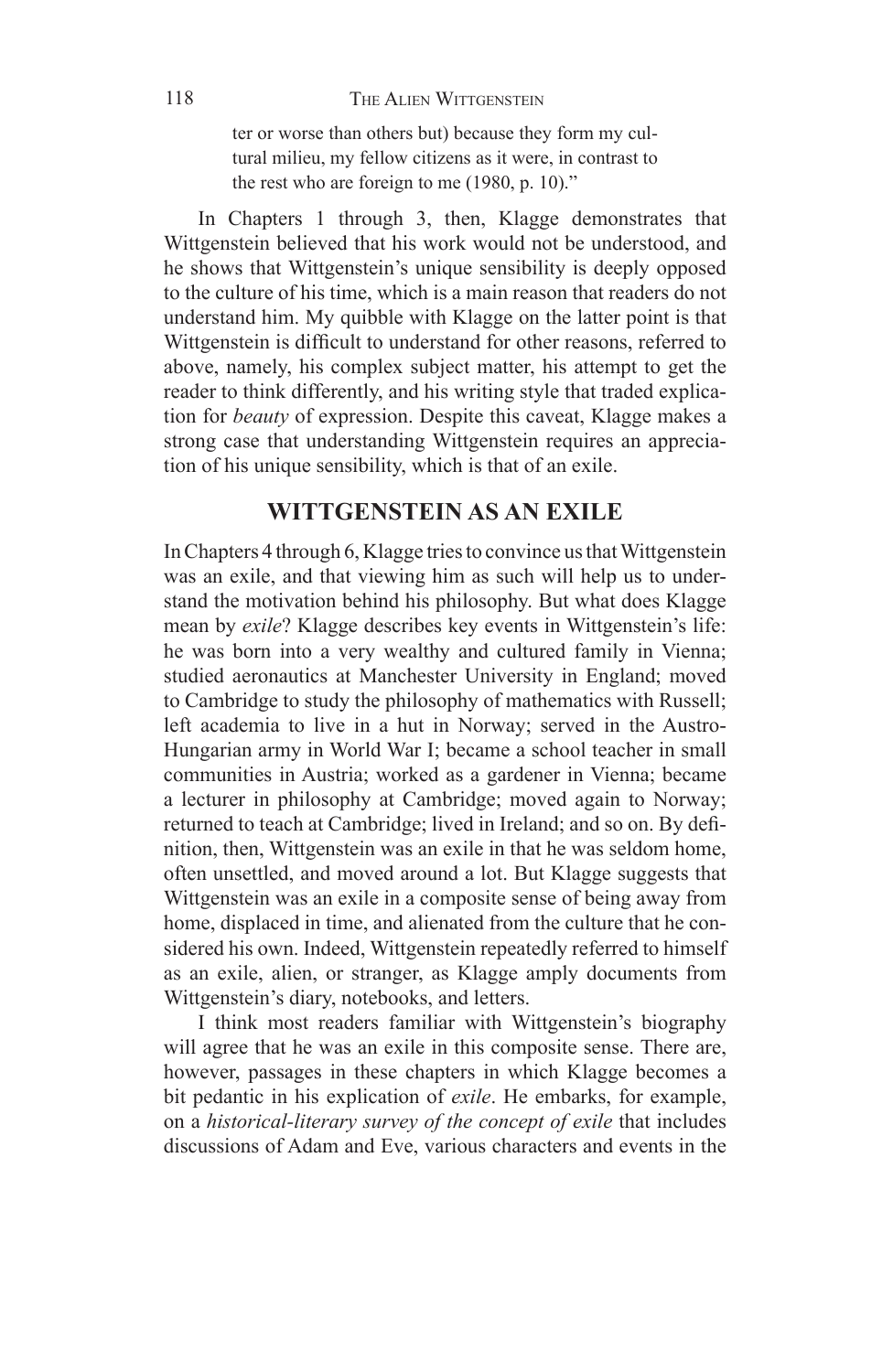ter or worse than others but) because they form my cultural milieu, my fellow citizens as it were, in contrast to the rest who are foreign to me (1980, p. 10)."

In Chapters 1 through 3, then, Klagge demonstrates that Wittgenstein believed that his work would not be understood, and he shows that Wittgenstein's unique sensibility is deeply opposed to the culture of his time, which is a main reason that readers do not understand him. My quibble with Klagge on the latter point is that Wittgenstein is difficult to understand for other reasons, referred to above, namely, his complex subject matter, his attempt to get the reader to think differently, and his writing style that traded explication for *beauty* of expression. Despite this caveat, Klagge makes a strong case that understanding Wittgenstein requires an appreciation of his unique sensibility, which is that of an exile.

## WITTGENSTEIN AS AN EXILE

In Chapters 4 through 6, Klagge tries to convince us that Wittgenstein was an exile, and that viewing him as such will help us to understand the motivation behind his philosophy. But what does Klagge mean by *exile*? Klagge describes key events in Wittgenstein's life: he was born into a very wealthy and cultured family in Vienna; studied aeronautics at Manchester University in England; moved to Cambridge to study the philosophy of mathematics with Russell; left academia to live in a hut in Norway; served in the Austro-Hungarian army in World War I; became a school teacher in small communities in Austria; worked as a gardener in Vienna; became a lecturer in philosophy at Cambridge; moved again to Norway; returned to teach at Cambridge; lived in Ireland; and so on. By definition, then, Wittgenstein was an exile in that he was seldom home, often unsettled, and moved around a lot. But Klagge suggests that Wittgenstein was an exile in a composite sense of being away from home, displaced in time, and alienated from the culture that he considered his own. Indeed, Wittgenstein repeatedly referred to himself as an exile, alien, or stranger, as Klagge amply documents from Wittgenstein's diary, notebooks, and letters.

I think most readers familiar with Wittgenstein's biography will agree that he was an exile in this composite sense. There are, however, passages in these chapters in which Klagge becomes a bit pedantic in his explication of *exile*. He embarks, for example, on a *historical-literary survey of the concept of exile* that includes discussions of Adam and Eve, various characters and events in the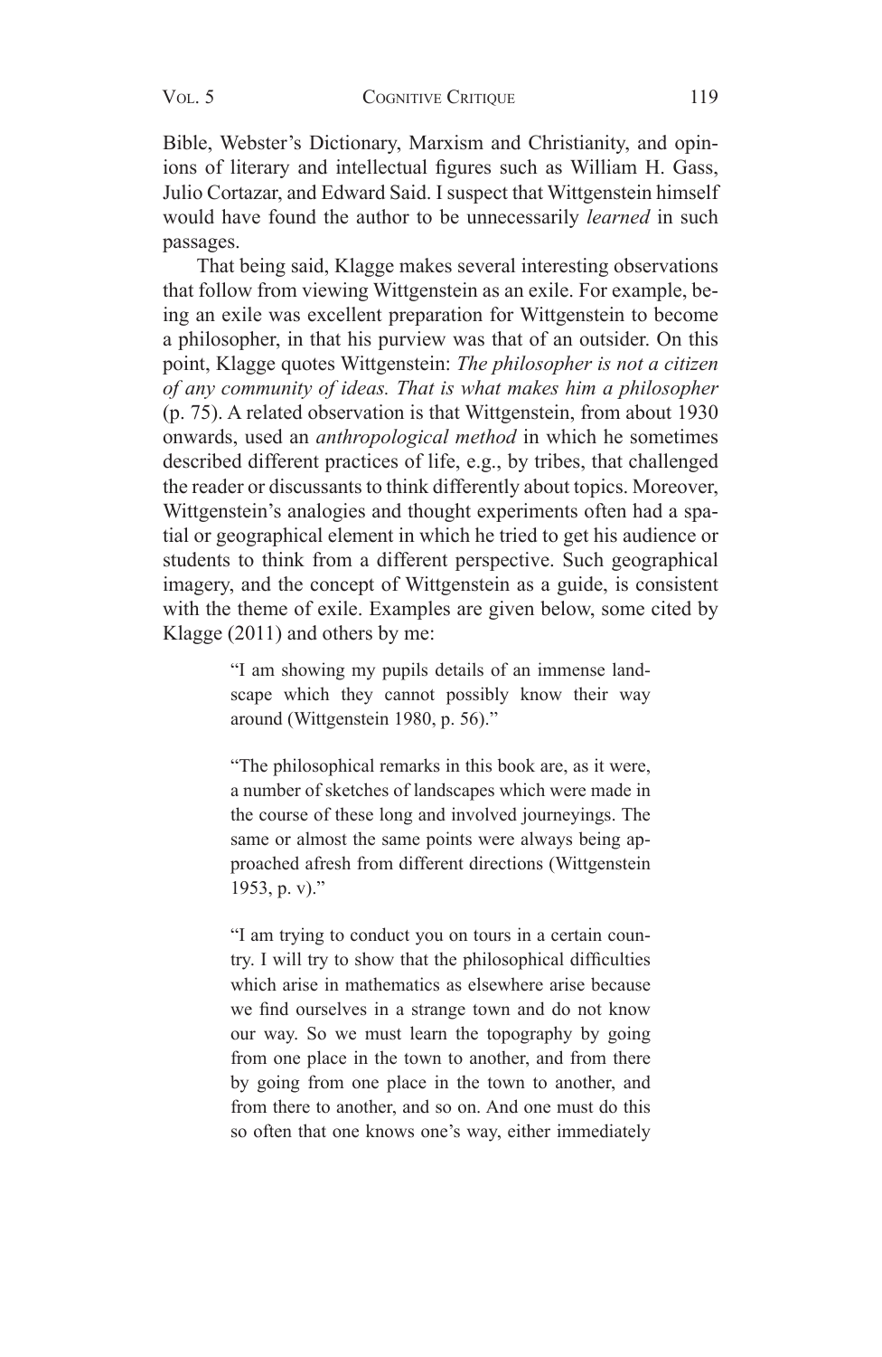Bible, Webster's Dictionary, Marxism and Christianity, and opinions of literary and intellectual figures such as William H. Gass, Julio Cortazar, and Edward Said. I suspect that Wittgenstein himself would have found the author to be unnecessarily *learned* in such passages.

That being said, Klagge makes several interesting observations that follow from viewing Wittgenstein as an exile. For example, being an exile was excellent preparation for Wittgenstein to become a philosopher, in that his purview was that of an outsider. On this point, Klagge quotes Wittgenstein: *The philosopher is not a citizen of any community of ideas. That is what makes him a philosopher* (p. 75). A related observation is that Wittgenstein, from about 1930 onwards, used an *anthropological method* in which he sometimes described different practices of life, e.g., by tribes, that challenged the reader or discussants to think differently about topics. Moreover, Wittgenstein's analogies and thought experiments often had a spatial or geographical element in which he tried to get his audience or students to think from a different perspective. Such geographical imagery, and the concept of Wittgenstein as a guide, is consistent with the theme of exile. Examples are given below, some cited by Klagge (2011) and others by me:

> "I am showing my pupils details of an immense landscape which they cannot possibly know their way around (Wittgenstein 1980, p. 56)."

> "The philosophical remarks in this book are, as it were, a number of sketches of landscapes which were made in the course of these long and involved journeyings. The same or almost the same points were always being approached afresh from different directions (Wittgenstein 1953, p. v)."

> "I am trying to conduct you on tours in a certain country. I will try to show that the philosophical difficulties which arise in mathematics as elsewhere arise because we find ourselves in a strange town and do not know our way. So we must learn the topography by going from one place in the town to another, and from there by going from one place in the town to another, and from there to another, and so on. And one must do this so often that one knows one's way, either immediately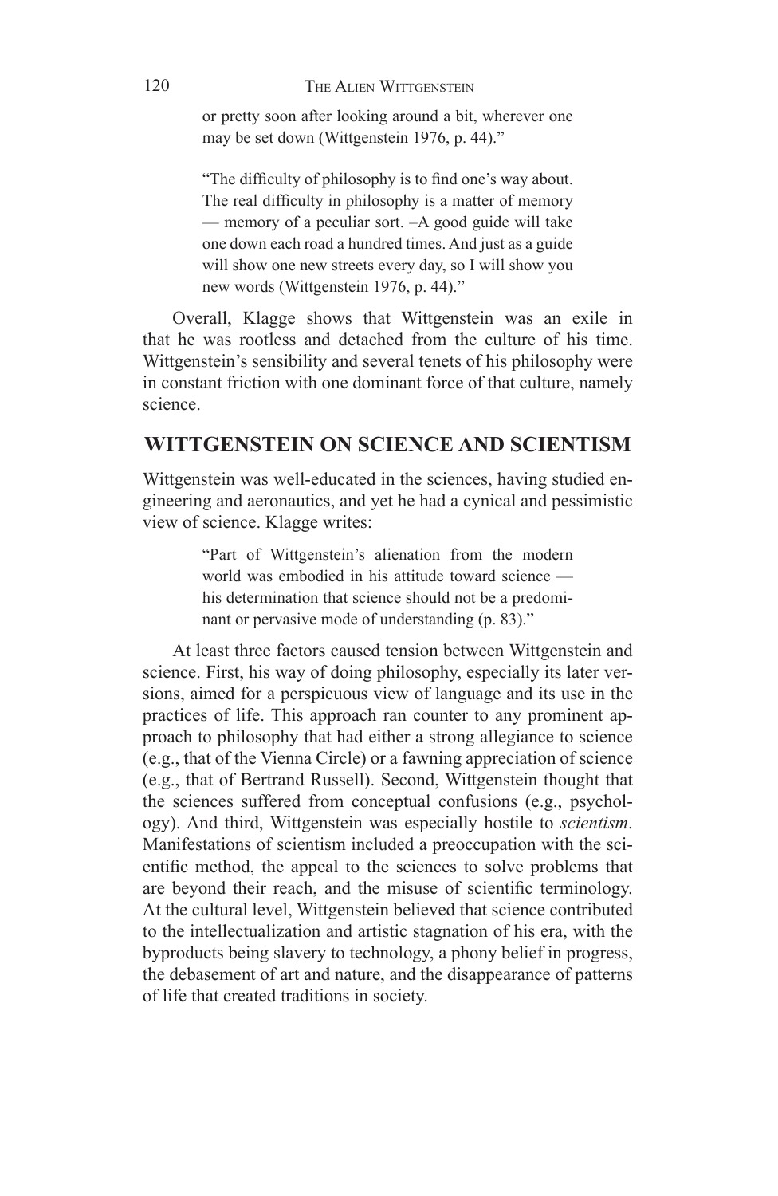> or pretty soon after looking around a bit, wherever one may be set down (Wittgenstein 1976, p. 44)."

> "The difficulty of philosophy is to find one's way about. The real difficulty in philosophy is a matter of memory — memory of a peculiar sort. –A good guide will take one down each road a hundred times. And just as a guide will show one new streets every day, so I will show you new words (Wittgenstein 1976, p. 44)."

Overall, Klagge shows that Wittgenstein was an exile in that he was rootless and detached from the culture of his time. Wittgenstein's sensibility and several tenets of his philosophy were in constant friction with one dominant force of that culture, namely science.

## WITTGENSTEIN ON SCIENCE AND SCIENTISM

Wittgenstein was well-educated in the sciences, having studied engineering and aeronautics, and yet he had a cynical and pessimistic view of science. Klagge writes:

> "Part of Wittgenstein's alienation from the modern world was embodied in his attitude toward science — his determination that science should not be a predominant or pervasive mode of understanding (p. 83)."

At least three factors caused tension between Wittgenstein and science. First, his way of doing philosophy, especially its later versions, aimed for a perspicuous view of language and its use in the practices of life. This approach ran counter to any prominent approach to philosophy that had either a strong allegiance to science (e.g., that of the Vienna Circle) or a fawning appreciation of science (e.g., that of Bertrand Russell). Second, Wittgenstein thought that the sciences suffered from conceptual confusions (e.g., psychology). And third, Wittgenstein was especially hostile to *scientism*. Manifestations of scientism included a preoccupation with the scientific method, the appeal to the sciences to solve problems that are beyond their reach, and the misuse of scientific terminology. At the cultural level, Wittgenstein believed that science contributed to the intellectualization and artistic stagnation of his era, with the byproducts being slavery to technology, a phony belief in progress, the debasement of art and nature, and the disappearance of patterns of life that created traditions in society.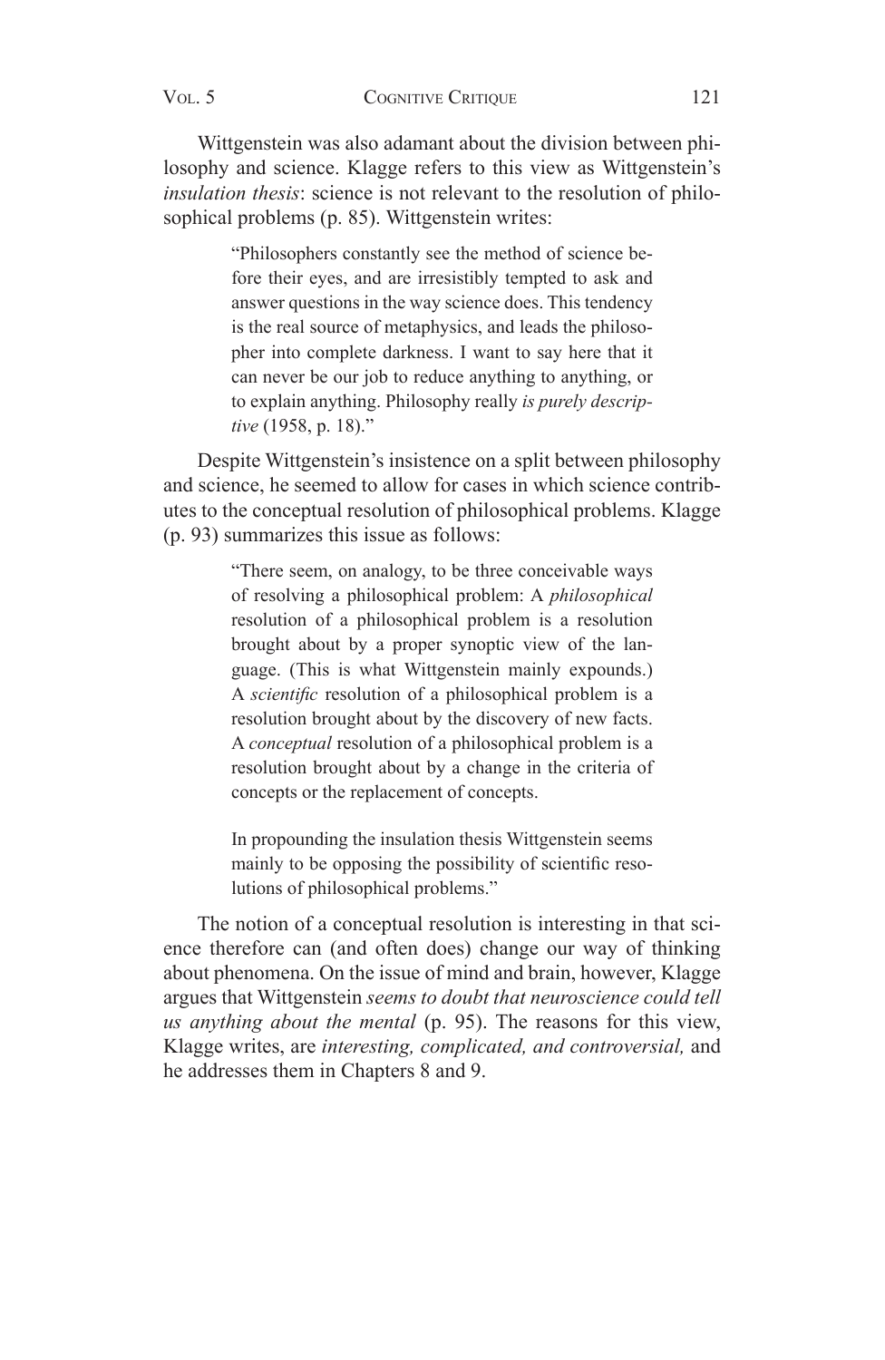Wittgenstein was also adamant about the division between philosophy and science. Klagge refers to this view as Wittgenstein's *insulation thesis*: science is not relevant to the resolution of philosophical problems (p. 85). Wittgenstein writes:

> "Philosophers constantly see the method of science before their eyes, and are irresistibly tempted to ask and answer questions in the way science does. This tendency is the real source of metaphysics, and leads the philosopher into complete darkness. I want to say here that it can never be our job to reduce anything to anything, or to explain anything. Philosophy really *is purely descriptive* (1958, p. 18)."

Despite Wittgenstein's insistence on a split between philosophy and science, he seemed to allow for cases in which science contributes to the conceptual resolution of philosophical problems. Klagge (p. 93) summarizes this issue as follows:

> "There seem, on analogy, to be three conceivable ways of resolving a philosophical problem: A *philosophical* resolution of a philosophical problem is a resolution brought about by a proper synoptic view of the language. (This is what Wittgenstein mainly expounds.) A *scientific* resolution of a philosophical problem is a resolution brought about by the discovery of new facts. A *conceptual* resolution of a philosophical problem is a resolution brought about by a change in the criteria of concepts or the replacement of concepts.
>
> In propounding the insulation thesis Wittgenstein seems mainly to be opposing the possibility of scientific resolutions of philosophical problems."

The notion of a conceptual resolution is interesting in that science therefore can (and often does) change our way of thinking about phenomena. On the issue of mind and brain, however, Klagge argues that Wittgenstein *seems to doubt that neuroscience could tell us anything about the mental* (p. 95). The reasons for this view, Klagge writes, are *interesting, complicated, and controversial,* and he addresses them in Chapters 8 and 9.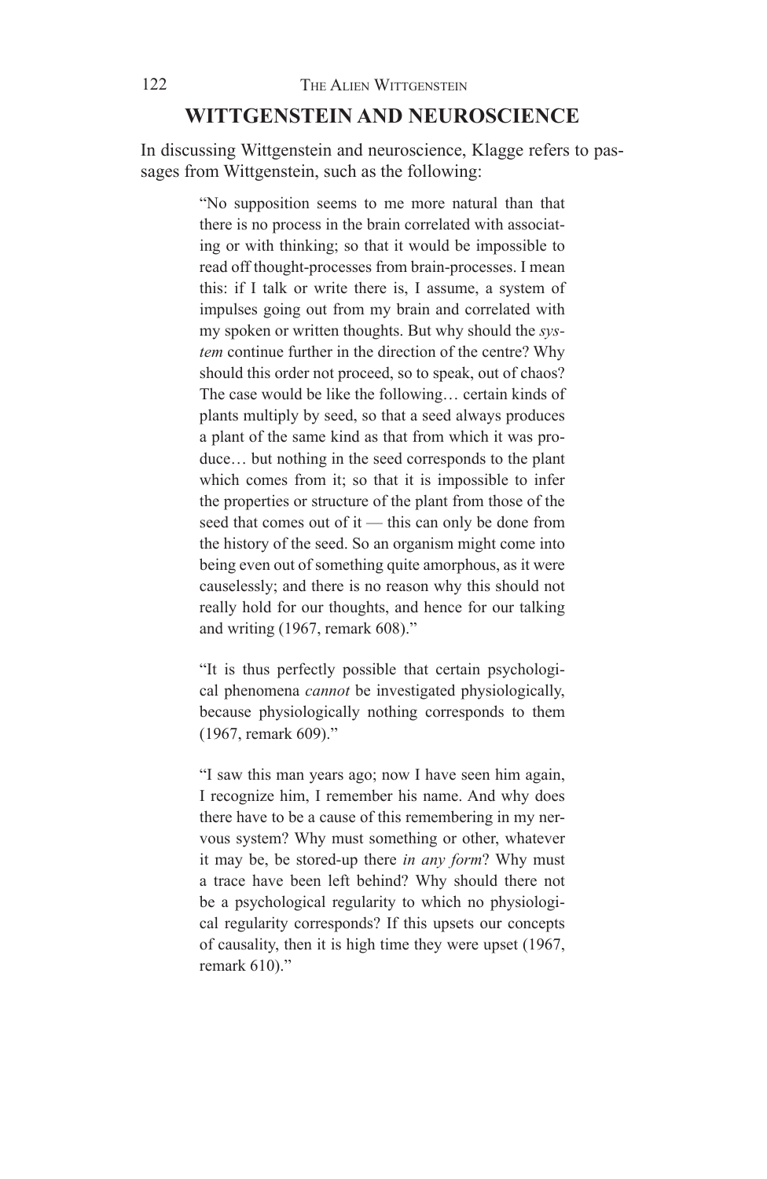## WITTGENSTEIN AND NEUROSCIENCE

In discussing Wittgenstein and neuroscience, Klagge refers to passages from Wittgenstein, such as the following:

> "No supposition seems to me more natural than that there is no process in the brain correlated with associating or with thinking; so that it would be impossible to read off thought-processes from brain-processes. I mean this: if I talk or write there is, I assume, a system of impulses going out from my brain and correlated with my spoken or written thoughts. But why should the *system* continue further in the direction of the centre? Why should this order not proceed, so to speak, out of chaos? The case would be like the following… certain kinds of plants multiply by seed, so that a seed always produces a plant of the same kind as that from which it was produce… but nothing in the seed corresponds to the plant which comes from it; so that it is impossible to infer the properties or structure of the plant from those of the seed that comes out of it — this can only be done from the history of the seed. So an organism might come into being even out of something quite amorphous, as it were causelessly; and there is no reason why this should not really hold for our thoughts, and hence for our talking and writing (1967, remark 608)."

> "It is thus perfectly possible that certain psychological phenomena *cannot* be investigated physiologically, because physiologically nothing corresponds to them (1967, remark 609)."

> "I saw this man years ago; now I have seen him again, I recognize him, I remember his name. And why does there have to be a cause of this remembering in my nervous system? Why must something or other, whatever it may be, be stored-up there *in any form*? Why must a trace have been left behind? Why should there not be a psychological regularity to which no physiological regularity corresponds? If this upsets our concepts of causality, then it is high time they were upset (1967, remark 610)."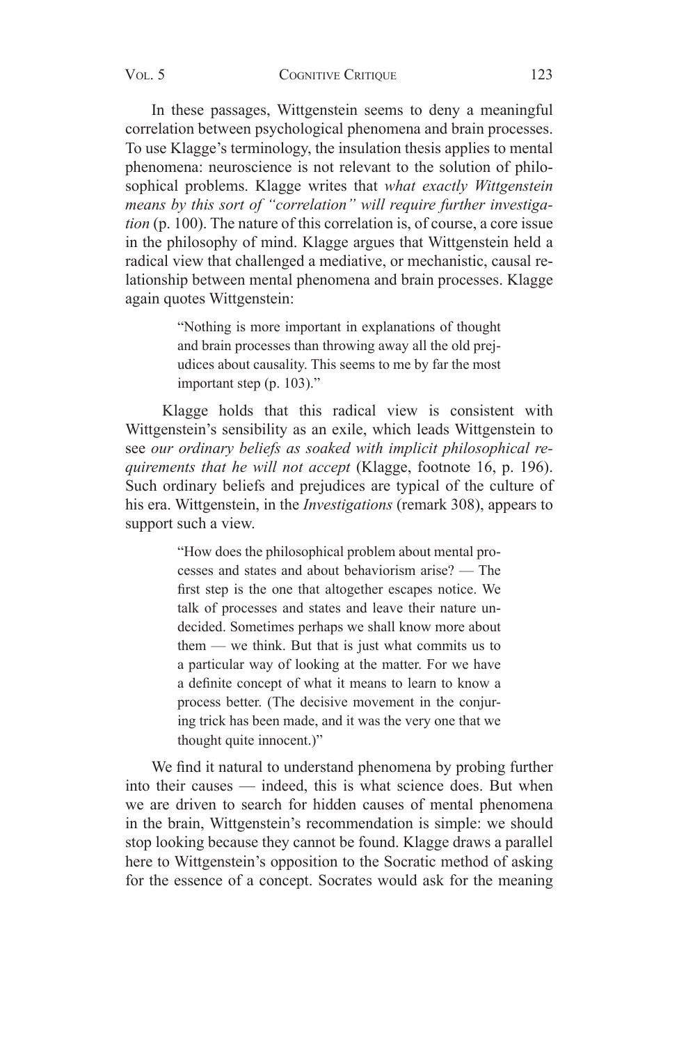In these passages, Wittgenstein seems to deny a meaningful correlation between psychological phenomena and brain processes. To use Klagge's terminology, the insulation thesis applies to mental phenomena: neuroscience is not relevant to the solution of philosophical problems. Klagge writes that *what exactly Wittgenstein means by this sort of "correlation" will require further investigation* (p. 100). The nature of this correlation is, of course, a core issue in the philosophy of mind. Klagge argues that Wittgenstein held a radical view that challenged a mediative, or mechanistic, causal relationship between mental phenomena and brain processes. Klagge again quotes Wittgenstein:

> "Nothing is more important in explanations of thought and brain processes than throwing away all the old prejudices about causality. This seems to me by far the most important step (p. 103)."

Klagge holds that this radical view is consistent with Wittgenstein's sensibility as an exile, which leads Wittgenstein to see *our ordinary beliefs as soaked with implicit philosophical requirements that he will not accept* (Klagge, footnote 16, p. 196). Such ordinary beliefs and prejudices are typical of the culture of his era. Wittgenstein, in the *Investigations* (remark 308), appears to support such a view.

> "How does the philosophical problem about mental processes and states and about behaviorism arise? — The first step is the one that altogether escapes notice. We talk of processes and states and leave their nature undecided. Sometimes perhaps we shall know more about them — we think. But that is just what commits us to a particular way of looking at the matter. For we have a definite concept of what it means to learn to know a process better. (The decisive movement in the conjuring trick has been made, and it was the very one that we thought quite innocent.)"

We find it natural to understand phenomena by probing further into their causes — indeed, this is what science does. But when we are driven to search for hidden causes of mental phenomena in the brain, Wittgenstein's recommendation is simple: we should stop looking because they cannot be found. Klagge draws a parallel here to Wittgenstein's opposition to the Socratic method of asking for the essence of a concept. Socrates would ask for the meaning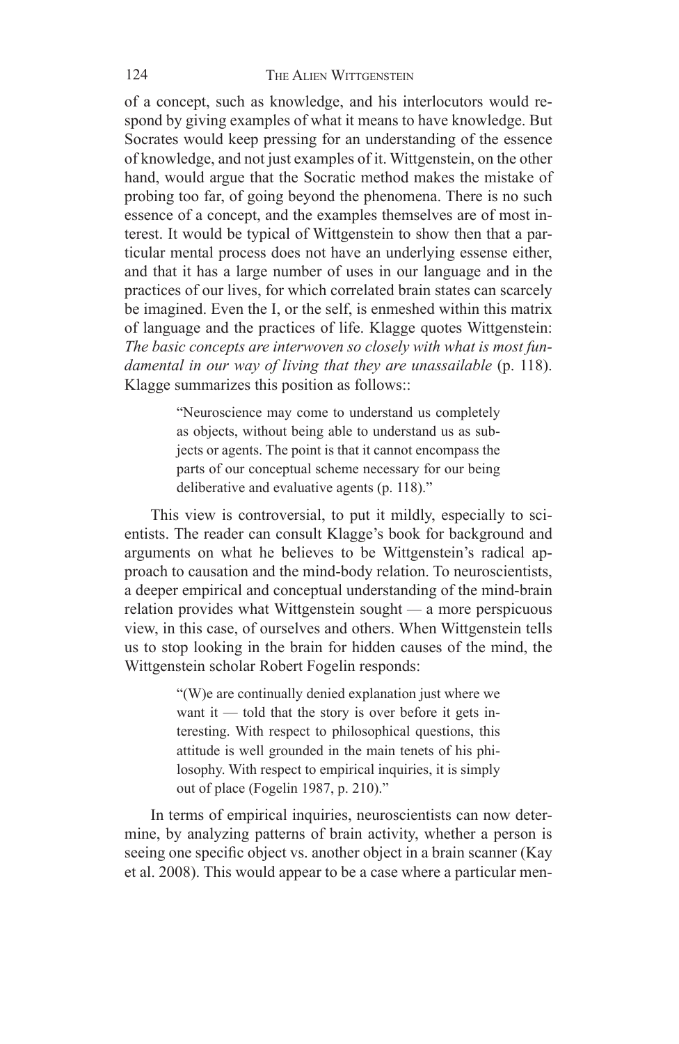of a concept, such as knowledge, and his interlocutors would respond by giving examples of what it means to have knowledge. But Socrates would keep pressing for an understanding of the essence of knowledge, and not just examples of it. Wittgenstein, on the other hand, would argue that the Socratic method makes the mistake of probing too far, of going beyond the phenomena. There is no such essence of a concept, and the examples themselves are of most interest. It would be typical of Wittgenstein to show then that a particular mental process does not have an underlying essense either, and that it has a large number of uses in our language and in the practices of our lives, for which correlated brain states can scarcely be imagined. Even the I, or the self, is enmeshed within this matrix of language and the practices of life. Klagge quotes Wittgenstein: *The basic concepts are interwoven so closely with what is most fundamental in our way of living that they are unassailable* (p. 118). Klagge summarizes this position as follows::

> "Neuroscience may come to understand us completely as objects, without being able to understand us as subjects or agents. The point is that it cannot encompass the parts of our conceptual scheme necessary for our being deliberative and evaluative agents (p. 118)."

This view is controversial, to put it mildly, especially to scientists. The reader can consult Klagge's book for background and arguments on what he believes to be Wittgenstein's radical approach to causation and the mind-body relation. To neuroscientists, a deeper empirical and conceptual understanding of the mind-brain relation provides what Wittgenstein sought — a more perspicuous view, in this case, of ourselves and others. When Wittgenstein tells us to stop looking in the brain for hidden causes of the mind, the Wittgenstein scholar Robert Fogelin responds:

> "(W)e are continually denied explanation just where we want it — told that the story is over before it gets interesting. With respect to philosophical questions, this attitude is well grounded in the main tenets of his philosophy. With respect to empirical inquiries, it is simply out of place (Fogelin 1987, p. 210)."

In terms of empirical inquiries, neuroscientists can now determine, by analyzing patterns of brain activity, whether a person is seeing one specific object vs. another object in a brain scanner (Kay et al. 2008). This would appear to be a case where a particular men-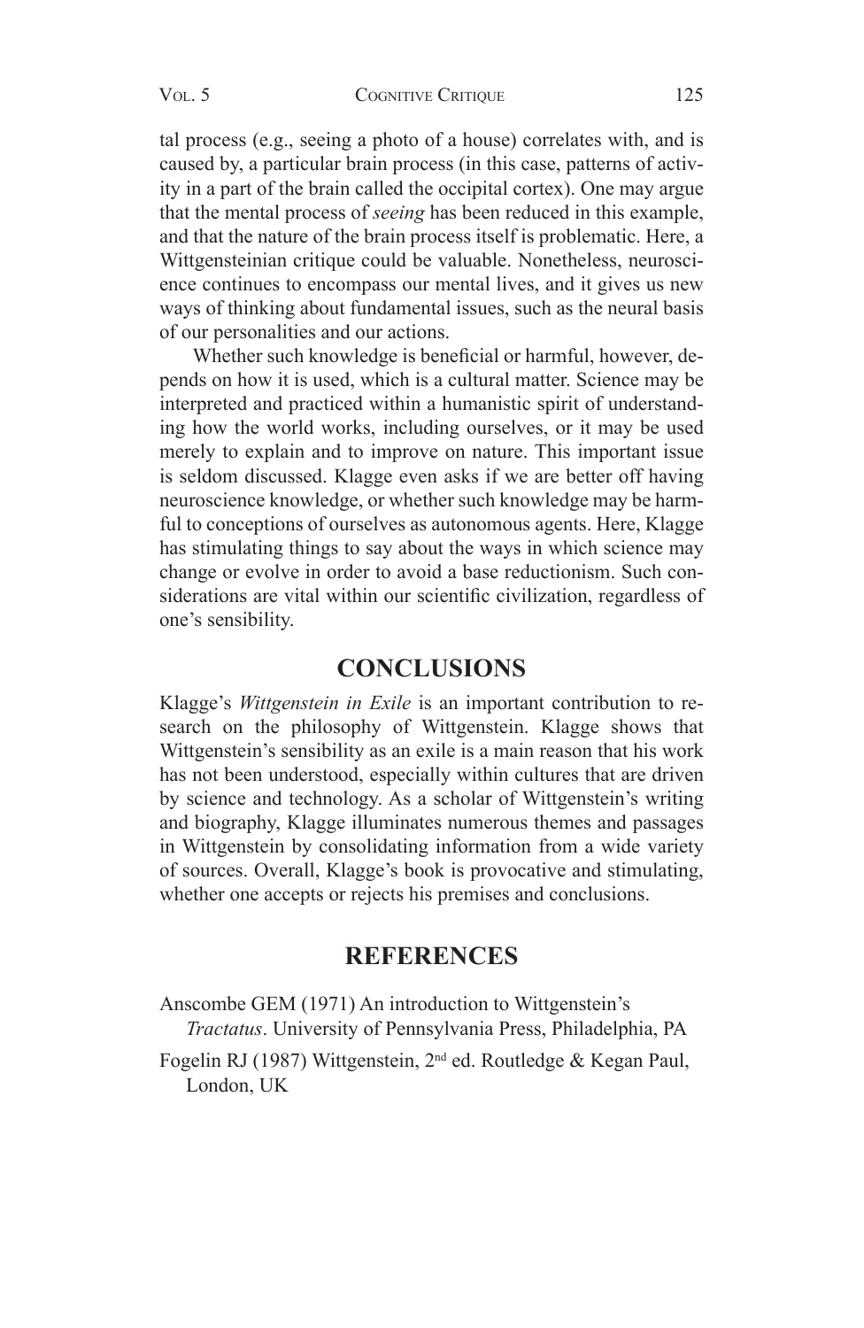tal process (e.g., seeing a photo of a house) correlates with, and is caused by, a particular brain process (in this case, patterns of activity in a part of the brain called the occipital cortex). One may argue that the mental process of *seeing* has been reduced in this example, and that the nature of the brain process itself is problematic. Here, a Wittgensteinian critique could be valuable. Nonetheless, neuroscience continues to encompass our mental lives, and it gives us new ways of thinking about fundamental issues, such as the neural basis of our personalities and our actions.

Whether such knowledge is beneficial or harmful, however, depends on how it is used, which is a cultural matter. Science may be interpreted and practiced within a humanistic spirit of understanding how the world works, including ourselves, or it may be used merely to explain and to improve on nature. This important issue is seldom discussed. Klagge even asks if we are better off having neuroscience knowledge, or whether such knowledge may be harmful to conceptions of ourselves as autonomous agents. Here, Klagge has stimulating things to say about the ways in which science may change or evolve in order to avoid a base reductionism. Such considerations are vital within our scientific civilization, regardless of one's sensibility.

## CONCLUSIONS

Klagge's *Wittgenstein in Exile* is an important contribution to research on the philosophy of Wittgenstein. Klagge shows that Wittgenstein's sensibility as an exile is a main reason that his work has not been understood, especially within cultures that are driven by science and technology. As a scholar of Wittgenstein's writing and biography, Klagge illuminates numerous themes and passages in Wittgenstein by consolidating information from a wide variety of sources. Overall, Klagge's book is provocative and stimulating, whether one accepts or rejects his premises and conclusions.

## REFERENCES

Anscombe GEM (1971) An introduction to Wittgenstein's *Tractatus*. University of Pennsylvania Press, Philadelphia, PA

Fogelin RJ (1987) Wittgenstein, 2nd ed. Routledge & Kegan Paul, London, UK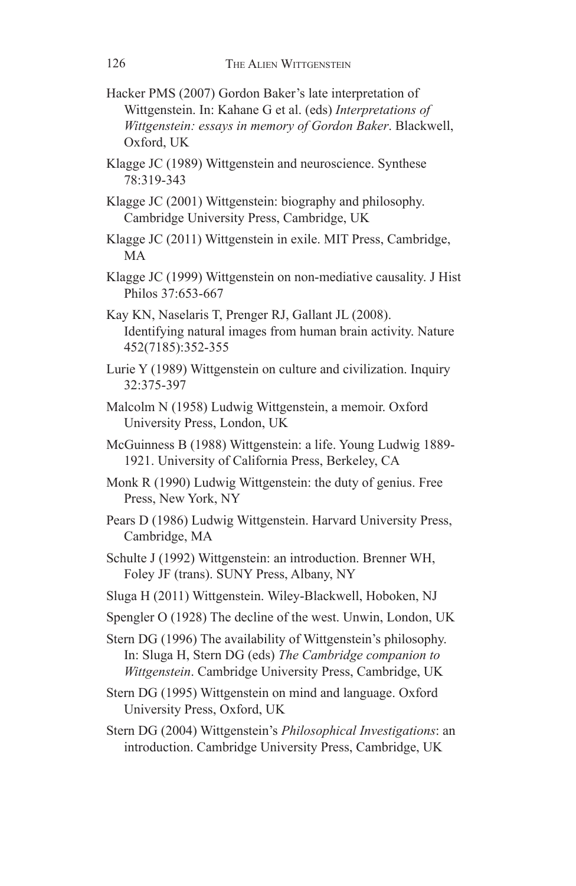Hacker PMS (2007) Gordon Baker's late interpretation of Wittgenstein. In: Kahane G et al. (eds) *Interpretations of Wittgenstein: essays in memory of Gordon Baker*. Blackwell, Oxford, UK

Klagge JC (1989) Wittgenstein and neuroscience. Synthese 78:319-343

Klagge JC (2001) Wittgenstein: biography and philosophy. Cambridge University Press, Cambridge, UK

Klagge JC (2011) Wittgenstein in exile. MIT Press, Cambridge, MA

Klagge JC (1999) Wittgenstein on non-mediative causality. J Hist Philos 37:653-667

Kay KN, Naselaris T, Prenger RJ, Gallant JL (2008). Identifying natural images from human brain activity. Nature 452(7185):352-355

Lurie Y (1989) Wittgenstein on culture and civilization. Inquiry 32:375-397

Malcolm N (1958) Ludwig Wittgenstein, a memoir. Oxford University Press, London, UK

McGuinness B (1988) Wittgenstein: a life. Young Ludwig 1889-1921. University of California Press, Berkeley, CA

Monk R (1990) Ludwig Wittgenstein: the duty of genius. Free Press, New York, NY

Pears D (1986) Ludwig Wittgenstein. Harvard University Press, Cambridge, MA

Schulte J (1992) Wittgenstein: an introduction. Brenner WH, Foley JF (trans). SUNY Press, Albany, NY

Sluga H (2011) Wittgenstein. Wiley-Blackwell, Hoboken, NJ

Spengler O (1928) The decline of the west. Unwin, London, UK

Stern DG (1996) The availability of Wittgenstein's philosophy. In: Sluga H, Stern DG (eds) *The Cambridge companion to Wittgenstein*. Cambridge University Press, Cambridge, UK

Stern DG (1995) Wittgenstein on mind and language. Oxford University Press, Oxford, UK

Stern DG (2004) Wittgenstein's *Philosophical Investigations*: an introduction. Cambridge University Press, Cambridge, UK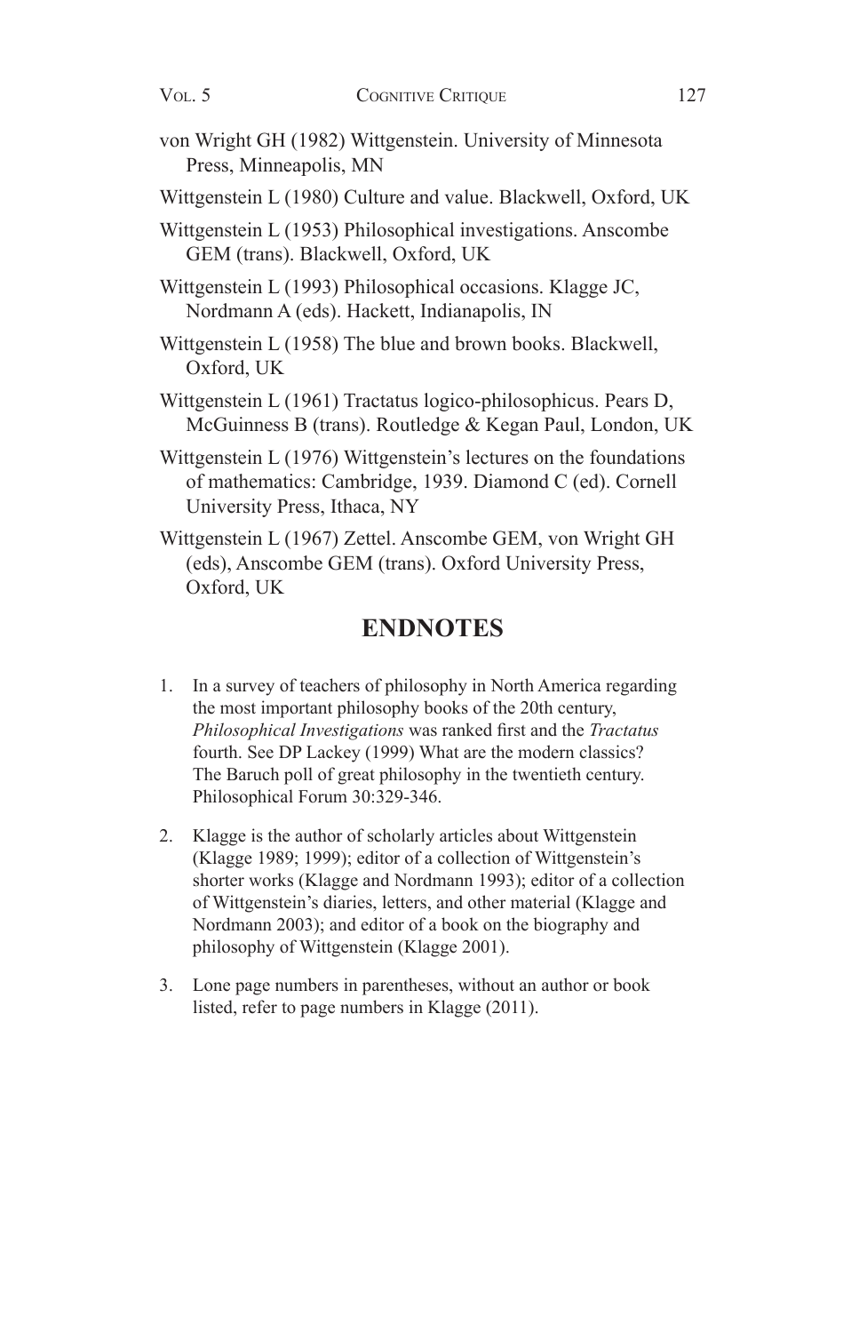von Wright GH (1982) Wittgenstein. University of Minnesota Press, Minneapolis, MN

Wittgenstein L (1980) Culture and value. Blackwell, Oxford, UK

Wittgenstein L (1953) Philosophical investigations. Anscombe GEM (trans). Blackwell, Oxford, UK

Wittgenstein L (1993) Philosophical occasions. Klagge JC, Nordmann A (eds). Hackett, Indianapolis, IN

Wittgenstein L (1958) The blue and brown books. Blackwell, Oxford, UK

Wittgenstein L (1961) Tractatus logico-philosophicus. Pears D, McGuinness B (trans). Routledge & Kegan Paul, London, UK

Wittgenstein L (1976) Wittgenstein's lectures on the foundations of mathematics: Cambridge, 1939. Diamond C (ed). Cornell University Press, Ithaca, NY

Wittgenstein L (1967) Zettel. Anscombe GEM, von Wright GH (eds), Anscombe GEM (trans). Oxford University Press, Oxford, UK

## ENDNOTES

1. In a survey of teachers of philosophy in North America regarding the most important philosophy books of the 20th century, *Philosophical Investigations* was ranked first and the *Tractatus* fourth. See DP Lackey (1999) What are the modern classics? The Baruch poll of great philosophy in the twentieth century. Philosophical Forum 30:329-346.

2. Klagge is the author of scholarly articles about Wittgenstein (Klagge 1989; 1999); editor of a collection of Wittgenstein's shorter works (Klagge and Nordmann 1993); editor of a collection of Wittgenstein's diaries, letters, and other material (Klagge and Nordmann 2003); and editor of a book on the biography and philosophy of Wittgenstein (Klagge 2001).

3. Lone page numbers in parentheses, without an author or book listed, refer to page numbers in Klagge (2011).